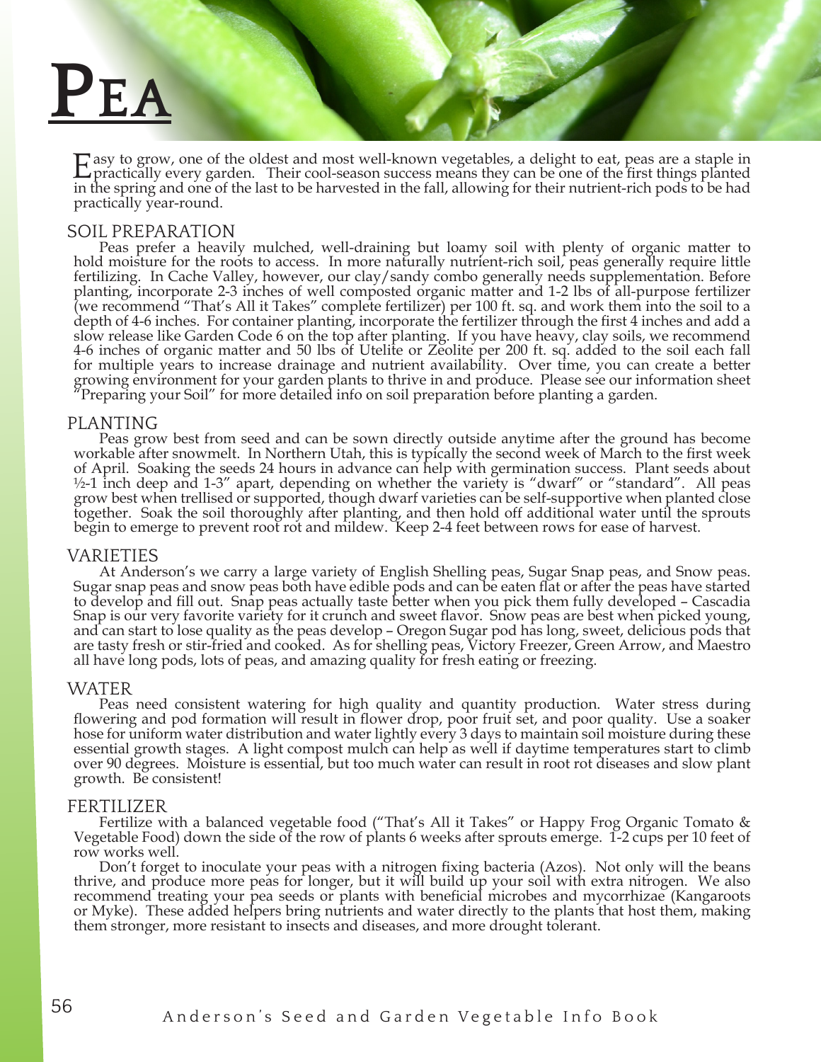# PEA

Easy to grow, one of the oldest and most well-known vegetables, a delight to eat, peas are a staple in practically every garden. Their cool-season success means they can be one of the first things planted in the spring and one of the last to be harvested in the fall, allowing for their nutrient-rich pods to be had practically year-round.

## SOIL PREPARATION

Peas prefer a heavily mulched, well-draining but loamy soil with plenty of organic matter to hold moisture for the roots to access. In more naturally nutrient-rich soil, peas generally require little fertilizing. In Cache Valley, however, our clay/sandy combo generally needs supplementation. Before planting, incorporate 2-3 inches of well composted organic matter and 1-2 lbs of all-purpose fertilizer (we recommend "That's All it Takes" complete fertilizer) per 100 ft. sq. and work them into the soil to a depth of 4-6 inches. For container planting, incorporate the fertilizer through the first 4 inches and add a slow release like Garden Code 6 on the top after planting. If you have heavy, clay soils, we recommend 4-6 inches of organic matter and 50 lbs of Utelite or Zeolite per 200 ft. sq. added to the soil each fall for multiple years to increase drainage and nutrient availability. Over time, you can create a better growing environment for your garden plants to thrive in and produce. Please see our information sheet "Preparing your Soil" for more detailed info on soil preparation before planting a garden.

## PLANTING

Peas grow best from seed and can be sown directly outside anytime after the ground has become workable after snowmelt. In Northern Utah, this is typically the second week of March to the first week of April. Soaking the seeds 24 hours in advance can help with germination success. Plant seeds about ½-1 inch deep and 1-3" apart, depending on whether the variety is "dwarf" or "standard". All peas grow best when trellised or supported, though dwarf varieties can be self-supportive when planted close together. Soak the soil thoroughly after planting, and then hold off additional water until the sprouts begin to emerge to prevent root rot and mildew. Keep 2-4 feet between rows for ease of harvest.

## VARIETIES

At Anderson's we carry a large variety of English Shelling peas, Sugar Snap peas, and Snow peas. Sugar snap peas and snow peas both have edible pods and can be eaten flat or after the peas have started to develop and fill out. Snap peas actually taste better when you pick them fully developed – Cascadia Snap is our very favorite variety for it crunch and sweet flavor. Snow peas are best when picked young, and can start to lose quality as the peas develop – Oregon Sugar pod has long, sweet, delicious pods that are tasty fresh or stir-fried and cooked. As for shelling peas, Victory Freezer, Green Arrow, and Maestro all have long pods, lots of peas, and amazing quality for fresh eating or freezing.

## WATER

Peas need consistent watering for high quality and quantity production. Water stress during flowering and pod formation will result in flower drop, poor fruit set, and poor quality. Use a soaker hose for uniform water distribution and water lightly every 3 days to maintain soil moisture during these essential growth stages. A light compost mulch can help as well if daytime temperatures start to climb over 90 degrees. Moisture is essential, but too much water can result in root rot diseases and slow plant growth. Be consistent!

## FERTILIZER

Fertilize with a balanced vegetable food ("That's All it Takes" or Happy Frog Organic Tomato & Vegetable Food) down the side of the row of plants 6 weeks after sprouts emerge. 1-2 cups per 10 feet of row works well.

Don't forget to inoculate your peas with a nitrogen fixing bacteria (Azos). Not only will the beans thrive, and produce more peas for longer, but it will build up your soil with extra nitrogen. We also recommend treating your pea seeds or plants with beneficial microbes and mycorrhizae (Kangaroots or Myke). These added helpers bring nutrients and water directly to the plants that host them, making them stronger, more resistant to insects and diseases, and more drought tolerant.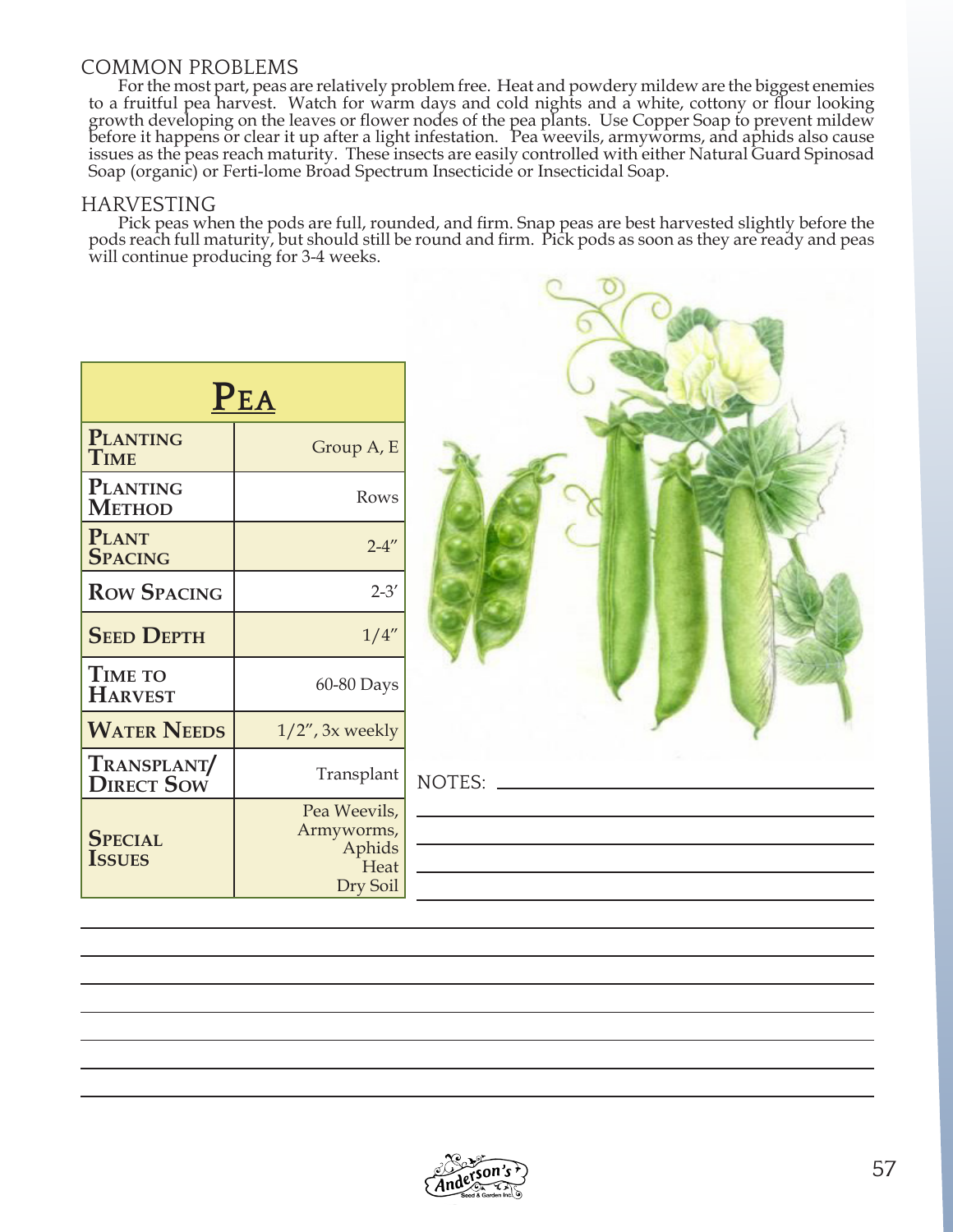## COMMON PROBLEMS

For the most part, peas are relatively problem free. Heat and powdery mildew are the biggest enemies to a fruitful pea harvest. Watch for warm days and cold nights and a white, cottony or flour looking growth developing on the leaves or flower nodes of the pea plants. Use Copper Soap to prevent mildew before it happens or clear it up after a light infestation. Pea weevils, armyworms, and aphids also cause issues as the peas reach maturity. These insects are easily controlled with either Natural Guard Spinosad Soap (organic) or Ferti-lome Broad Spectrum Insecticide or Insecticidal Soap.

## HARVESTING

Pick peas when the pods are full, rounded, and firm. Snap peas are best harvested slightly before the pods reach full maturity, but should still be round and firm. Pick pods as soon as they are ready and peas will continue producing for 3-4 weeks.

| Pea | |
|---|---|
| **Planting Time** | Group A, E |
| **Planting Method** | Rows |
| **Plant Spacing** | 2-4″ |
| **Row Spacing** | 2-3′ |
| **Seed Depth** | 1/4″ |
| **Time to Harvest** | 60-80 Days |
| **Water Needs** | 1/2″, 3x weekly |
| **Transplant/ Direct Sow** | Transplant |
| **Special Issues** | Pea Weevils, Armyworms, Aphids Heat Dry Soil |

NOTES: